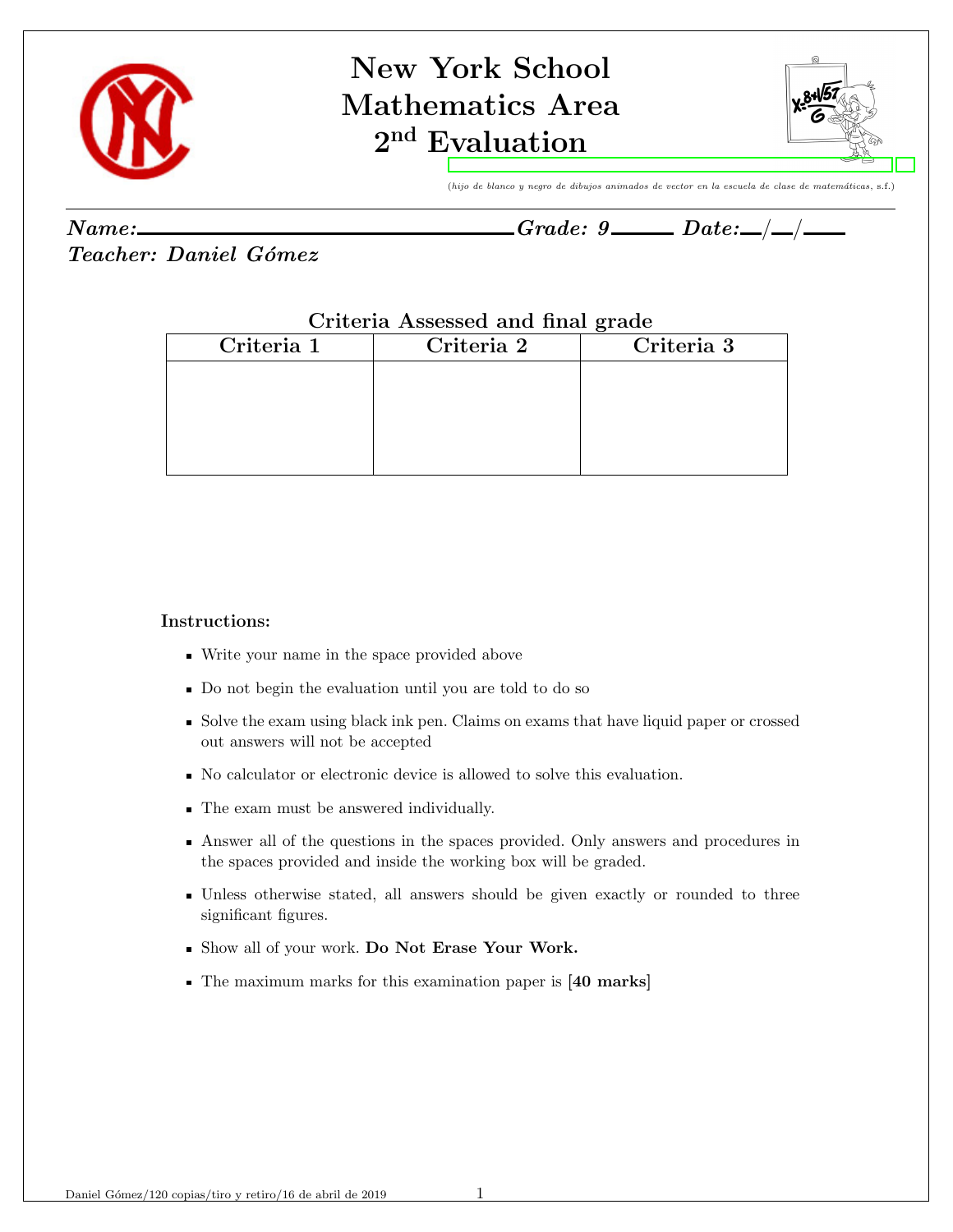# New York School
# Mathematics Area
# 2nd Evaluation

*(hijo de blanco y negro de dibujos animados de vector en la escuela de clase de matemáticas, s.f.)*

***Name:*** \_\_\_\_\_\_\_\_\_\_\_\_\_\_\_\_\_\_\_\_\_\_\_\_\_\_\_\_\_\_\_\_\_\_\_\_ ***Grade: 9*** \_\_\_\_\_ ***Date:*** \_\_/\_\_/\_\_\_\_

***Teacher: Daniel Gómez***

**Criteria Assessed and final grade**

| Criteria 1 | Criteria 2 | Criteria 3 |
|---|---|---|
| | | |

**Instructions:**

- Write your name in the space provided above
- Do not begin the evaluation until you are told to do so
- Solve the exam using black ink pen. Claims on exams that have liquid paper or crossed out answers will not be accepted
- No calculator or electronic device is allowed to solve this evaluation.
- The exam must be answered individually.
- Answer all of the questions in the spaces provided. Only answers and procedures in the spaces provided and inside the working box will be graded.
- Unless otherwise stated, all answers should be given exactly or rounded to three significant figures.
- Show all of your work. **Do Not Erase Your Work.**
- The maximum marks for this examination paper is [**40 marks**]

Daniel Gómez/120 copias/tiro y retiro/16 de abril de 2019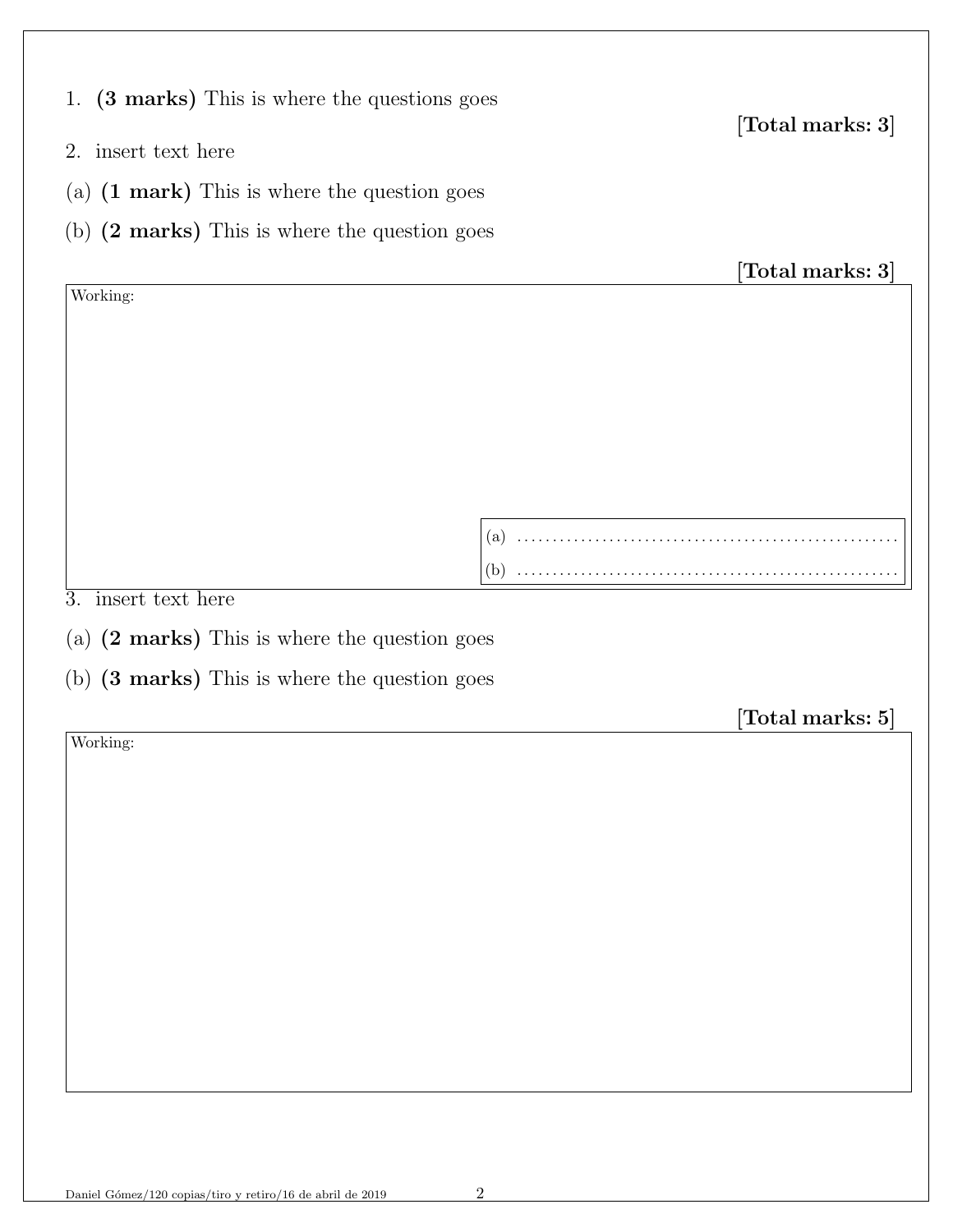1. **(3 marks)** This is where the questions goes

**[Total marks: 3]**

2. insert text here

(a) **(1 mark)** This is where the question goes

(b) **(2 marks)** This is where the question goes

**[Total marks: 3]**

Working:

(a) ......................................................

(b) ......................................................

3. insert text here

(a) **(2 marks)** This is where the question goes

(b) **(3 marks)** This is where the question goes

**[Total marks: 5]**

Working: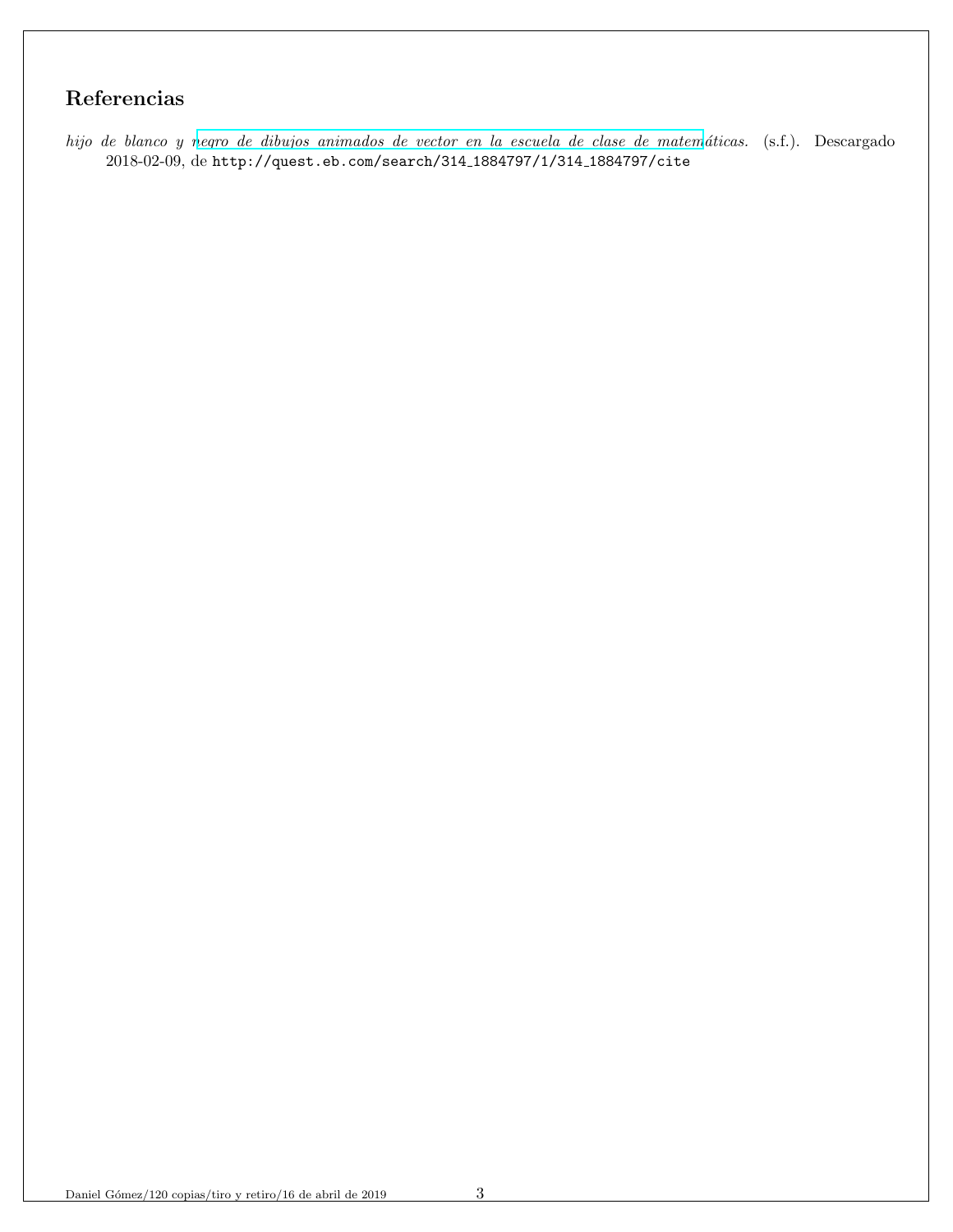## Referencias

*hijo de blanco y negro de dibujos animados de vector en la escuela de clase de matemáticas.* (s.f.). Descargado 2018-02-09, de http://quest.eb.com/search/314_1884797/1/314_1884797/cite